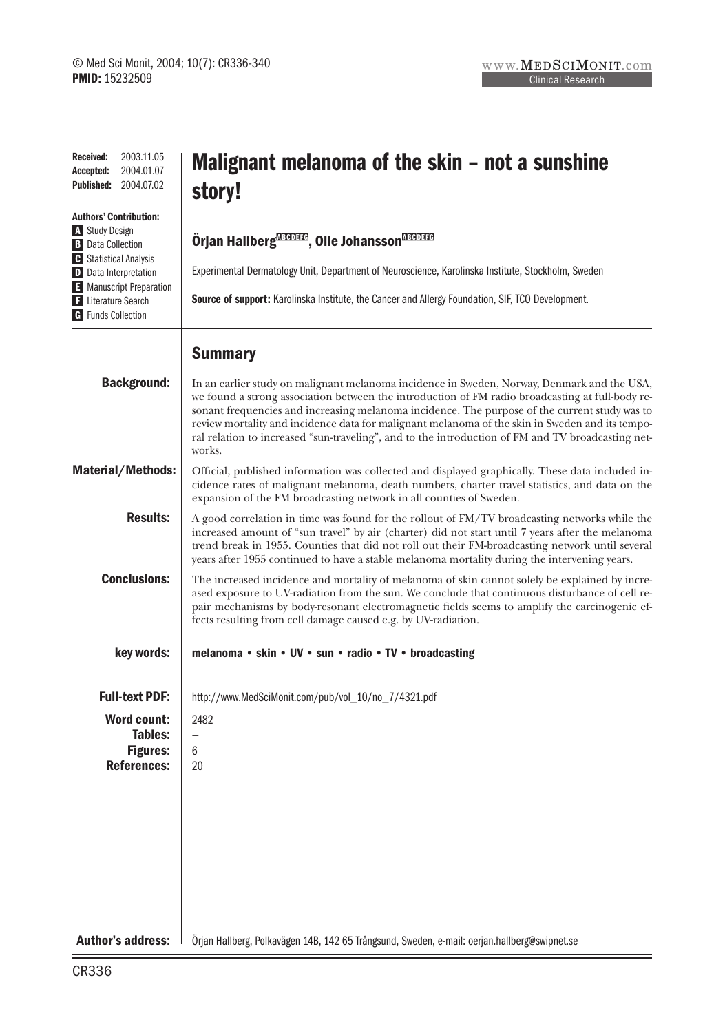© Med Sci Monit, 2004; 10(7): CR336-340
**PMID:** 15232509

www.MedSciMonit.com
Clinical Research

**Received:** 2003.11.05
**Accepted:** 2004.01.07
**Published:** 2004.07.02

**Authors' Contribution:**
**A** Study Design
**B** Data Collection
**C** Statistical Analysis
**D** Data Interpretation
**E** Manuscript Preparation
**F** Literature Search
**G** Funds Collection

# Malignant melanoma of the skin – not a sunshine story!

**Örjan Hallberg**[ABCDEFG]**, Olle Johansson**[ABCDEFG]

Experimental Dermatology Unit, Department of Neuroscience, Karolinska Institute, Stockholm, Sweden

**Source of support:** Karolinska Institute, the Cancer and Allergy Foundation, SIF, TCO Development.

## Summary

**Background:** In an earlier study on malignant melanoma incidence in Sweden, Norway, Denmark and the USA, we found a strong association between the introduction of FM radio broadcasting at full-body resonant frequencies and increasing melanoma incidence. The purpose of the current study was to review mortality and incidence data for malignant melanoma of the skin in Sweden and its temporal relation to increased "sun-traveling", and to the introduction of FM and TV broadcasting networks.

**Material/Methods:** Official, published information was collected and displayed graphically. These data included incidence rates of malignant melanoma, death numbers, charter travel statistics, and data on the expansion of the FM broadcasting network in all counties of Sweden.

**Results:** A good correlation in time was found for the rollout of FM/TV broadcasting networks while the increased amount of "sun travel" by air (charter) did not start until 7 years after the melanoma trend break in 1955. Counties that did not roll out their FM-broadcasting network until several years after 1955 continued to have a stable melanoma mortality during the intervening years.

**Conclusions:** The increased incidence and mortality of melanoma of skin cannot solely be explained by increased exposure to UV-radiation from the sun. We conclude that continuous disturbance of cell repair mechanisms by body-resonant electromagnetic fields seems to amplify the carcinogenic effects resulting from cell damage caused e.g. by UV-radiation.

**key words:** **melanoma • skin • UV • sun • radio • TV • broadcasting**

**Full-text PDF:** http://www.MedSciMonit.com/pub/vol_10/no_7/4321.pdf

**Word count:** 2482
**Tables:** –
**Figures:** 6
**References:** 20

**Author's address:** Örjan Hallberg, Polkavägen 14B, 142 65 Trångsund, Sweden, e-mail: oerjan.hallberg@swipnet.se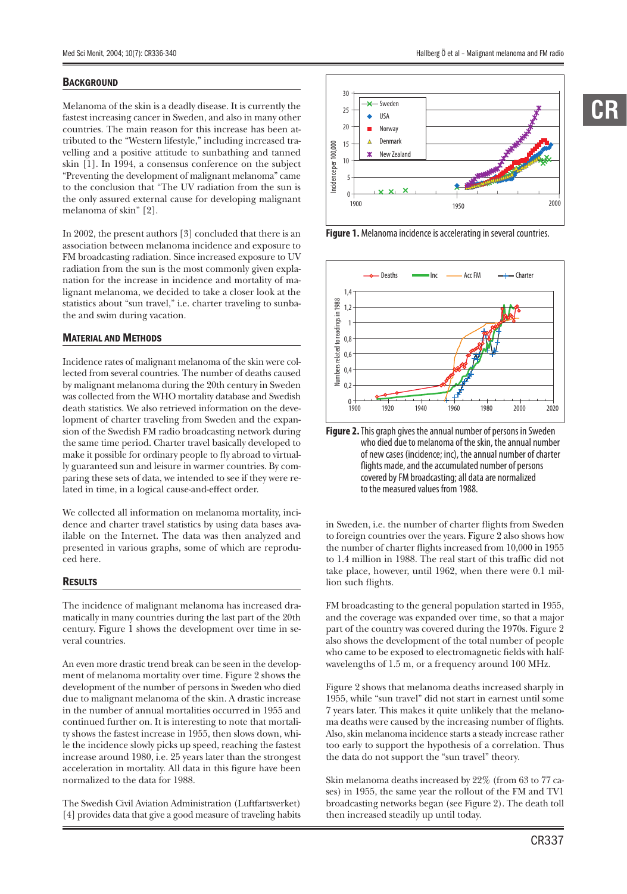## Background

Melanoma of the skin is a deadly disease. It is currently the fastest increasing cancer in Sweden, and also in many other countries. The main reason for this increase has been attributed to the "Western lifestyle," including increased travelling and a positive attitude to sunbathing and tanned skin [1]. In 1994, a consensus conference on the subject "Preventing the development of malignant melanoma" came to the conclusion that "The UV radiation from the sun is the only assured external cause for developing malignant melanoma of skin" [2].

In 2002, the present authors [3] concluded that there is an association between melanoma incidence and exposure to FM broadcasting radiation. Since increased exposure to UV radiation from the sun is the most commonly given explanation for the increase in incidence and mortality of malignant melanoma, we decided to take a closer look at the statistics about "sun travel," i.e. charter traveling to sunbathe and swim during vacation.

## Material and Methods

Incidence rates of malignant melanoma of the skin were collected from several countries. The number of deaths caused by malignant melanoma during the 20th century in Sweden was collected from the WHO mortality database and Swedish death statistics. We also retrieved information on the development of charter traveling from Sweden and the expansion of the Swedish FM radio broadcasting network during the same time period. Charter travel basically developed to make it possible for ordinary people to fly abroad to virtually guaranteed sun and leisure in warmer countries. By comparing these sets of data, we intended to see if they were related in time, in a logical cause-and-effect order.

We collected all information on melanoma mortality, incidence and charter travel statistics by using data bases available on the Internet. The data was then analyzed and presented in various graphs, some of which are reproduced here.

## Results

The incidence of malignant melanoma has increased dramatically in many countries during the last part of the 20th century. Figure 1 shows the development over time in several countries.

An even more drastic trend break can be seen in the development of melanoma mortality over time. Figure 2 shows the development of the number of persons in Sweden who died due to malignant melanoma of the skin. A drastic increase in the number of annual mortalities occurred in 1955 and continued further on. It is interesting to note that mortality shows the fastest increase in 1955, then slows down, while the incidence slowly picks up speed, reaching the fastest increase around 1980, i.e. 25 years later than the strongest acceleration in mortality. All data in this figure have been normalized to the data for 1988.

The Swedish Civil Aviation Administration (Luftfartsverket) [4] provides data that give a good measure of traveling habits in Sweden, i.e. the number of charter flights from Sweden to foreign countries over the years. Figure 2 also shows how the number of charter flights increased from 10,000 in 1955 to 1.4 million in 1988. The real start of this traffic did not take place, however, until 1962, when there were 0.1 million such flights.

FM broadcasting to the general population started in 1955, and the coverage was expanded over time, so that a major part of the country was covered during the 1970s. Figure 2 also shows the development of the total number of people who came to be exposed to electromagnetic fields with half-wavelengths of 1.5 m, or a frequency around 100 MHz.

Figure 2 shows that melanoma deaths increased sharply in 1955, while "sun travel" did not start in earnest until some 7 years later. This makes it quite unlikely that the melanoma deaths were caused by the increasing number of flights. Also, skin melanoma incidence starts a steady increase rather too early to support the hypothesis of a correlation. Thus the data do not support the "sun travel" theory.

Skin melanoma deaths increased by 22% (from 63 to 77 cases) in 1955, the same year the rollout of the FM and TV1 broadcasting networks began (see Figure 2). The death toll then increased steadily up until today.

**Figure 1.** Melanoma incidence is accelerating in several countries.

**Figure 2.** This graph gives the annual number of persons in Sweden who died due to melanoma of the skin, the annual number of new cases (incidence; inc), the annual number of charter flights made, and the accumulated number of persons covered by FM broadcasting; all data are normalized to the measured values from 1988.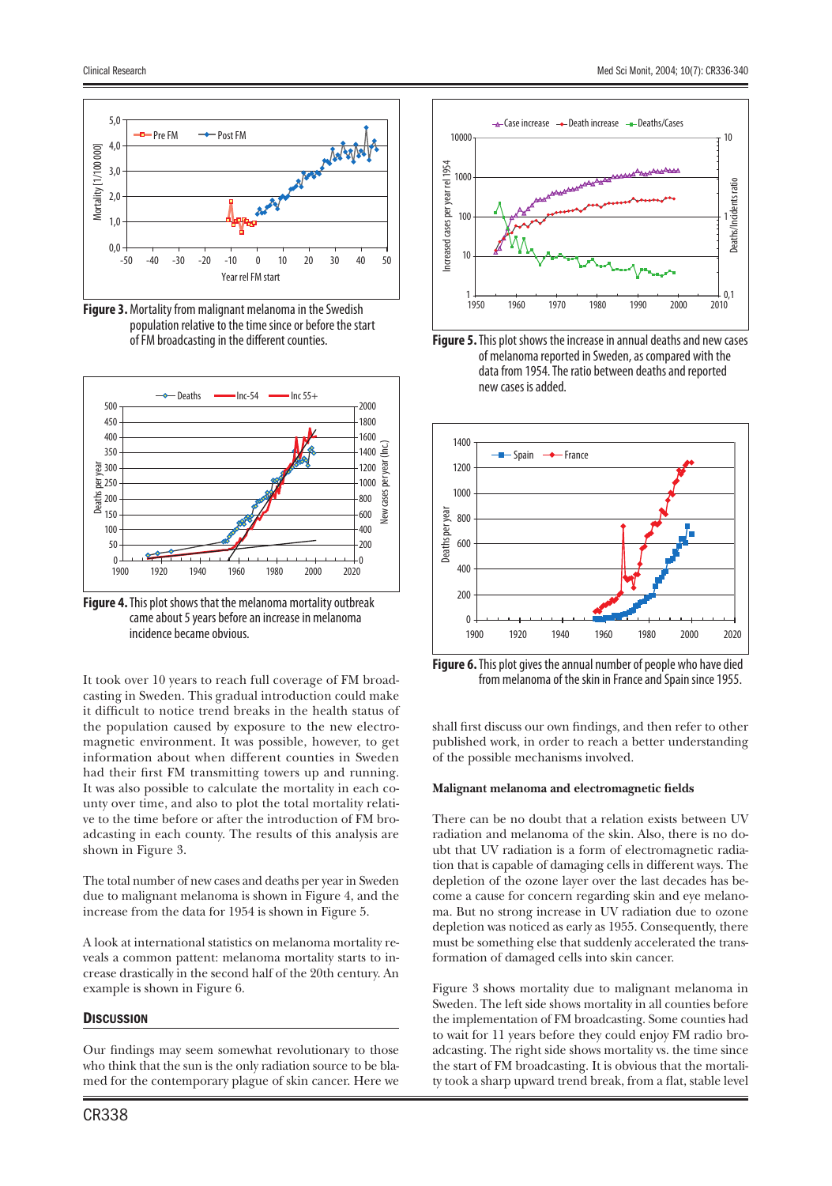**Figure 3.** Mortality from malignant melanoma in the Swedish population relative to the time since or before the start of FM broadcasting in the different counties.

**Figure 4.** This plot shows that the melanoma mortality outbreak came about 5 years before an increase in melanoma incidence became obvious.

It took over 10 years to reach full coverage of FM broadcasting in Sweden. This gradual introduction could make it difficult to notice trend breaks in the health status of the population caused by exposure to the new electromagnetic environment. It was possible, however, to get information about when different counties in Sweden had their first FM transmitting towers up and running. It was also possible to calculate the mortality in each county over time, and also to plot the total mortality relative to the time before or after the introduction of FM broadcasting in each county. The results of this analysis are shown in Figure 3.

The total number of new cases and deaths per year in Sweden due to malignant melanoma is shown in Figure 4, and the increase from the data for 1954 is shown in Figure 5.

A look at international statistics on melanoma mortality reveals a common pattern: melanoma mortality starts to increase drastically in the second half of the 20th century. An example is shown in Figure 6.

## Discussion

Our findings may seem somewhat revolutionary to those who think that the sun is the only radiation source to be blamed for the contemporary plague of skin cancer. Here we shall first discuss our own findings, and then refer to other published work, in order to reach a better understanding of the possible mechanisms involved.

**Figure 5.** This plot shows the increase in annual deaths and new cases of melanoma reported in Sweden, as compared with the data from 1954. The ratio between deaths and reported new cases is added.

**Figure 6.** This plot gives the annual number of people who have died from melanoma of the skin in France and Spain since 1955.

### Malignant melanoma and electromagnetic fields

There can be no doubt that a relation exists between UV radiation and melanoma of the skin. Also, there is no doubt that UV radiation is a form of electromagnetic radiation that is capable of damaging cells in different ways. The depletion of the ozone layer over the last decades has become a cause for concern regarding skin and eye melanoma. But no strong increase in UV radiation due to ozone depletion was noticed as early as 1955. Consequently, there must be something else that suddenly accelerated the transformation of damaged cells into skin cancer.

Figure 3 shows mortality due to malignant melanoma in Sweden. The left side shows mortality in all counties before the implementation of FM broadcasting. Some counties had to wait for 11 years before they could enjoy FM radio broadcasting. The right side shows mortality vs. the time since the start of FM broadcasting. It is obvious that the mortality took a sharp upward trend break, from a flat, stable level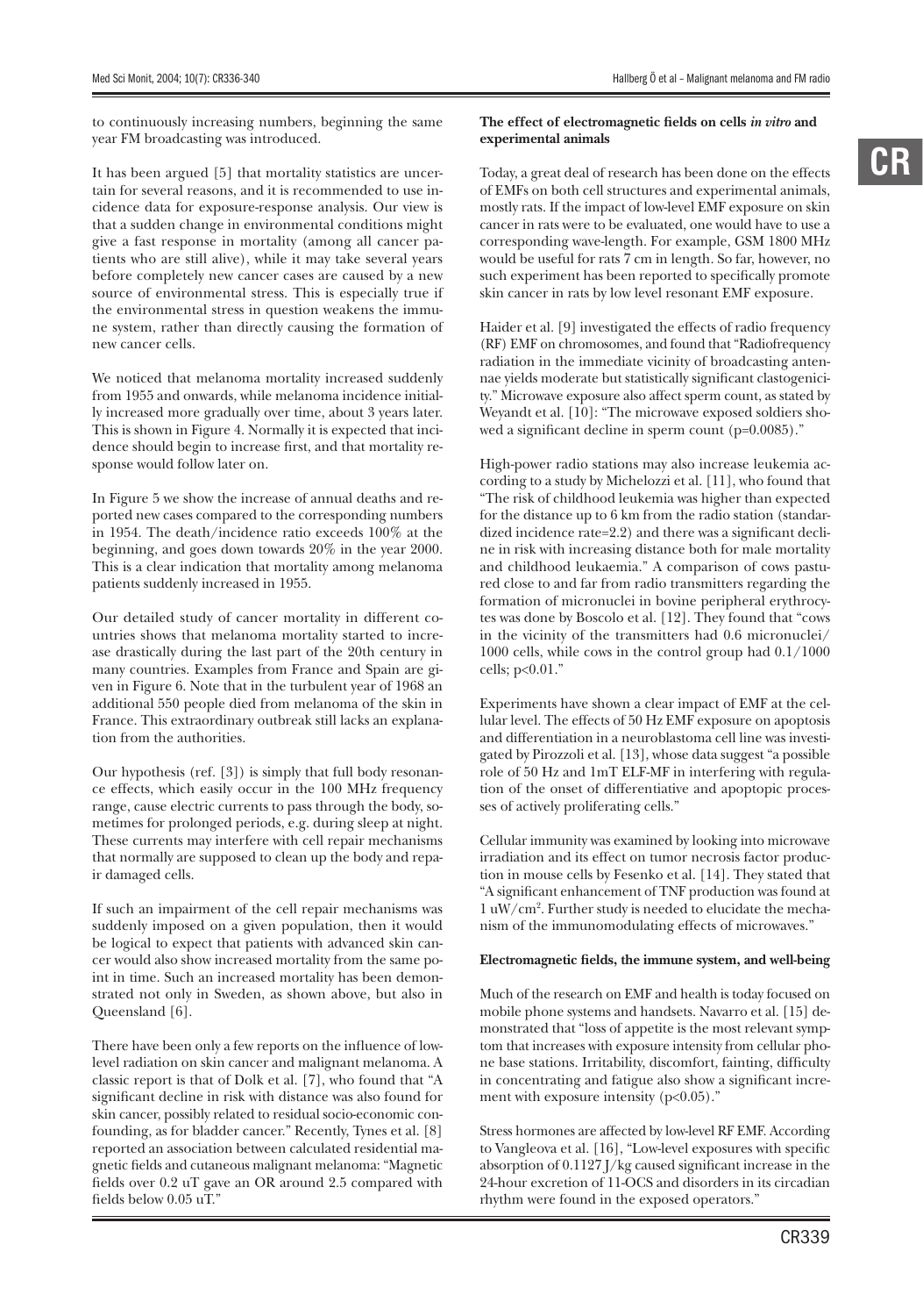to continuously increasing numbers, beginning the same year FM broadcasting was introduced.

It has been argued [5] that mortality statistics are uncertain for several reasons, and it is recommended to use incidence data for exposure-response analysis. Our view is that a sudden change in environmental conditions might give a fast response in mortality (among all cancer patients who are still alive), while it may take several years before completely new cancer cases are caused by a new source of environmental stress. This is especially true if the environmental stress in question weakens the immune system, rather than directly causing the formation of new cancer cells.

We noticed that melanoma mortality increased suddenly from 1955 and onwards, while melanoma incidence initially increased more gradually over time, about 3 years later. This is shown in Figure 4. Normally it is expected that incidence should begin to increase first, and that mortality response would follow later on.

In Figure 5 we show the increase of annual deaths and reported new cases compared to the corresponding numbers in 1954. The death/incidence ratio exceeds 100% at the beginning, and goes down towards 20% in the year 2000. This is a clear indication that mortality among melanoma patients suddenly increased in 1955.

Our detailed study of cancer mortality in different countries shows that melanoma mortality started to increase drastically during the last part of the 20th century in many countries. Examples from France and Spain are given in Figure 6. Note that in the turbulent year of 1968 an additional 550 people died from melanoma of the skin in France. This extraordinary outbreak still lacks an explanation from the authorities.

Our hypothesis (ref. [3]) is simply that full body resonance effects, which easily occur in the 100 MHz frequency range, cause electric currents to pass through the body, sometimes for prolonged periods, e.g. during sleep at night. These currents may interfere with cell repair mechanisms that normally are supposed to clean up the body and repair damaged cells.

If such an impairment of the cell repair mechanisms was suddenly imposed on a given population, then it would be logical to expect that patients with advanced skin cancer would also show increased mortality from the same point in time. Such an increased mortality has been demonstrated not only in Sweden, as shown above, but also in Queensland [6].

There have been only a few reports on the influence of low-level radiation on skin cancer and malignant melanoma. A classic report is that of Dolk et al. [7], who found that "A significant decline in risk with distance was also found for skin cancer, possibly related to residual socio-economic confounding, as for bladder cancer." Recently, Tynes et al. [8] reported an association between calculated residential magnetic fields and cutaneous malignant melanoma: "Magnetic fields over 0.2 uT gave an OR around 2.5 compared with fields below 0.05 uT."

#### The effect of electromagnetic fields on cells *in vitro* and experimental animals

Today, a great deal of research has been done on the effects of EMFs on both cell structures and experimental animals, mostly rats. If the impact of low-level EMF exposure on skin cancer in rats were to be evaluated, one would have to use a corresponding wave-length. For example, GSM 1800 MHz would be useful for rats 7 cm in length. So far, however, no such experiment has been reported to specifically promote skin cancer in rats by low level resonant EMF exposure.

Haider et al. [9] investigated the effects of radio frequency (RF) EMF on chromosomes, and found that "Radiofrequency radiation in the immediate vicinity of broadcasting antennae yields moderate but statistically significant clastogenicity." Microwave exposure also affect sperm count, as stated by Weyandt et al. [10]: "The microwave exposed soldiers showed a significant decline in sperm count ($p=0.0085$)."

High-power radio stations may also increase leukemia according to a study by Michelozzi et al. [11], who found that "The risk of childhood leukemia was higher than expected for the distance up to 6 km from the radio station (standardized incidence rate=2.2) and there was a significant decline in risk with increasing distance both for male mortality and childhood leukaemia." A comparison of cows pastured close to and far from radio transmitters regarding the formation of micronuclei in bovine peripheral erythrocytes was done by Boscolo et al. [12]. They found that "cows in the vicinity of the transmitters had 0.6 micronuclei/1000 cells, while cows in the control group had 0.1/1000 cells; $p<0.01$."

Experiments have shown a clear impact of EMF at the cellular level. The effects of 50 Hz EMF exposure on apoptosis and differentiation in a neuroblastoma cell line was investigated by Pirozzoli et al. [13], whose data suggest "a possible role of 50 Hz and 1mT ELF-MF in interfering with regulation of the onset of differentiative and apoptopic processes of actively proliferating cells."

Cellular immunity was examined by looking into microwave irradiation and its effect on tumor necrosis factor production in mouse cells by Fesenko et al. [14]. They stated that "A significant enhancement of TNF production was found at 1 $uW/cm^2$. Further study is needed to elucidate the mechanism of the immunomodulating effects of microwaves."

#### Electromagnetic fields, the immune system, and well-being

Much of the research on EMF and health is today focused on mobile phone systems and handsets. Navarro et al. [15] demonstrated that "loss of appetite is the most relevant symptom that increases with exposure intensity from cellular phone base stations. Irritability, discomfort, fainting, difficulty in concentrating and fatigue also show a significant increment with exposure intensity ($p<0.05$)."

Stress hormones are affected by low-level RF EMF. According to Vangleova et al. [16], "Low-level exposures with specific absorption of 0.1127 J/kg caused significant increase in the 24-hour excretion of 11-OCS and disorders in its circadian rhythm were found in the exposed operators."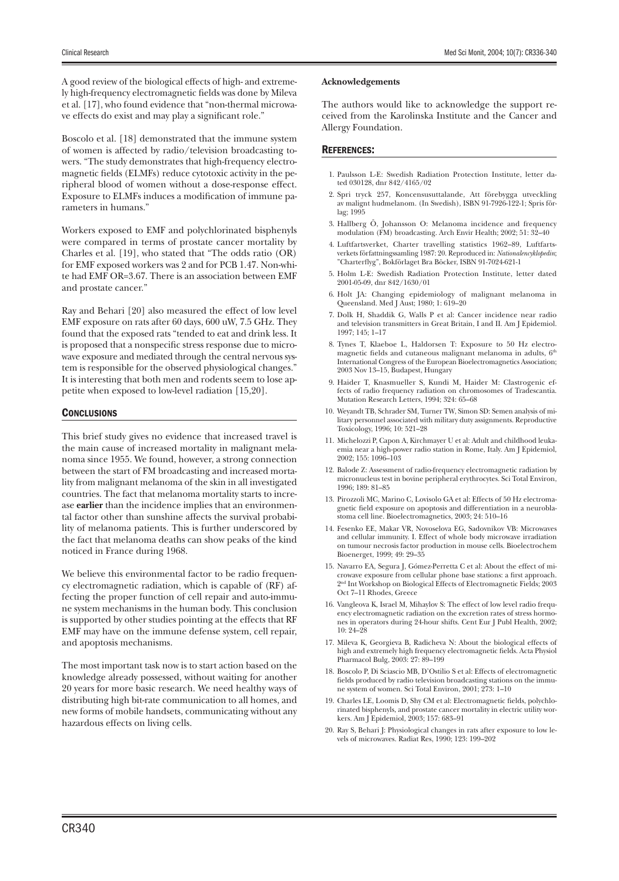A good review of the biological effects of high- and extremely high-frequency electromagnetic fields was done by Mileva et al. [17], who found evidence that "non-thermal microwave effects do exist and may play a significant role."

Boscolo et al. [18] demonstrated that the immune system of women is affected by radio/television broadcasting towers. "The study demonstrates that high-frequency electromagnetic fields (ELMFs) reduce cytotoxic activity in the peripheral blood of women without a dose-response effect. Exposure to ELMFs induces a modification of immune parameters in humans."

Workers exposed to EMF and polychlorinated bisphenyls were compared in terms of prostate cancer mortality by Charles et al. [19], who stated that "The odds ratio (OR) for EMF exposed workers was 2 and for PCB 1.47. Non-white had EMF OR=3.67. There is an association between EMF and prostate cancer."

Ray and Behari [20] also measured the effect of low level EMF exposure on rats after 60 days, 600 uW, 7.5 GHz. They found that the exposed rats "tended to eat and drink less. It is proposed that a nonspecific stress response due to microwave exposure and mediated through the central nervous system is responsible for the observed physiological changes." It is interesting that both men and rodents seem to lose appetite when exposed to low-level radiation [15,20].

## Conclusions

This brief study gives no evidence that increased travel is the main cause of increased mortality in malignant melanoma since 1955. We found, however, a strong connection between the start of FM broadcasting and increased mortality from malignant melanoma of the skin in all investigated countries. The fact that melanoma mortality starts to increase **earlier** than the incidence implies that an environmental factor other than sunshine affects the survival probability of melanoma patients. This is further underscored by the fact that melanoma deaths can show peaks of the kind noticed in France during 1968.

We believe this environmental factor to be radio frequency electromagnetic radiation, which is capable of (RF) affecting the proper function of cell repair and auto-immune system mechanisms in the human body. This conclusion is supported by other studies pointing at the effects that RF EMF may have on the immune defense system, cell repair, and apoptosis mechanisms.

The most important task now is to start action based on the knowledge already possessed, without waiting for another 20 years for more basic research. We need healthy ways of distributing high bit-rate communication to all homes, and new forms of mobile handsets, communicating without any hazardous effects on living cells.

### Acknowledgements

The authors would like to acknowledge the support received from the Karolinska Institute and the Cancer and Allergy Foundation.

## References:

1. Paulsson L-E: Swedish Radiation Protection Institute, letter dated 030128, dnr 842/4165/02
2. Spri tryck 257, Koncensusuttalande, Att förebygga utveckling av malignt hudmelanom. (In Swedish), ISBN 91-7926-122-1; Spris förlag; 1995
3. Hallberg Ö, Johansson O: Melanoma incidence and frequency modulation (FM) broadcasting. Arch Envir Health; 2002; 51: 32–40
4. Luftfartsverket, Charter travelling statistics 1962–89, Luftfartsverkets författningssamling 1987: 20. Reproduced in: *Nationalencyklopedin*; "Charterflyg", Bokförlaget Bra Böcker, ISBN 91-7024-621-1
5. Holm L-E: Swedish Radiation Protection Institute, letter dated 2001-05-09, dnr 842/1630/01
6. Holt JA: Changing epidemiology of malignant melanoma in Queensland. Med J Aust; 1980; 1: 619–20
7. Dolk H, Shaddik G, Walls P et al: Cancer incidence near radio and television transmitters in Great Britain, I and II. Am J Epidemiol. 1997; 145; 1–17
8. Tynes T, Klaeboe L, Haldorsen T: Exposure to 50 Hz electromagnetic fields and cutaneous malignant melanoma in adults, 6th International Congress of the European Bioelectromagnetics Association; 2003 Nov 13–15, Budapest, Hungary
9. Haider T, Knasmueller S, Kundi M, Haider M: Clastrogenic effects of radio frequency radiation on chromosomes of Tradescantia. Mutation Research Letters, 1994; 324: 65–68
10. Weyandt TB, Schrader SM, Turner TW, Simon SD: Semen analysis of military personnel associated with military duty assignments. Reproductive Toxicology, 1996; 10: 521–28
11. Michelozzi P, Capon A, Kirchmayer U et al: Adult and childhood leukaemia near a high-power radio station in Rome, Italy. Am J Epidemiol, 2002; 155: 1096–103
12. Balode Z: Assessment of radio-frequency electromagnetic radiation by micronucleus test in bovine peripheral erythrocytes. Sci Total Environ, 1996; 189: 81–85
13. Pirozzoli MC, Marino C, Lovisolo GA et al: Effects of 50 Hz electromagnetic field exposure on apoptosis and differentiation in a neuroblastoma cell line. Bioelectromagnetics, 2003; 24: 510–16
14. Fesenko EE, Makar VR, Novoselova EG, Sadovnikov VB: Microwaves and cellular immunity. I. Effect of whole body microwave irradiation on tumour necrosis factor production in mouse cells. Bioelectrochem Bioenerget, 1999; 49: 29–35
15. Navarro EA, Segura J, Gómez-Perretta C et al: About the effect of microwave exposure from cellular phone base stations: a first approach. 2nd Int Workshop on Biological Effects of Electromagnetic Fields; 2003 Oct 7–11 Rhodes, Greece
16. Vangleova K, Israel M, Mihaylov S: The effect of low level radio frequency electromagnetic radiation on the excretion rates of stress hormones in operators during 24-hour shifts. Cent Eur J Publ Health, 2002; 10: 24–28
17. Mileva K, Georgieva B, Radicheva N: About the biological effects of high and extremely high frequency electromagnetic fields. Acta Physiol Pharmacol Bulg, 2003: 27: 89–199
18. Boscolo P, Di Sciascio MB, D'Ostilio S et al: Effects of electromagnetic fields produced by radio television broadcasting stations on the immune system of women. Sci Total Environ, 2001; 273: 1–10
19. Charles LE, Loomis D, Shy CM et al: Electromagnetic fields, polychlorinated bisphenyls, and prostate cancer mortality in electric utility workers. Am J Epidemiol, 2003; 157: 683–91
20. Ray S, Behari J: Physiological changes in rats after exposure to low levels of microwaves. Radiat Res, 1990; 123: 199–202